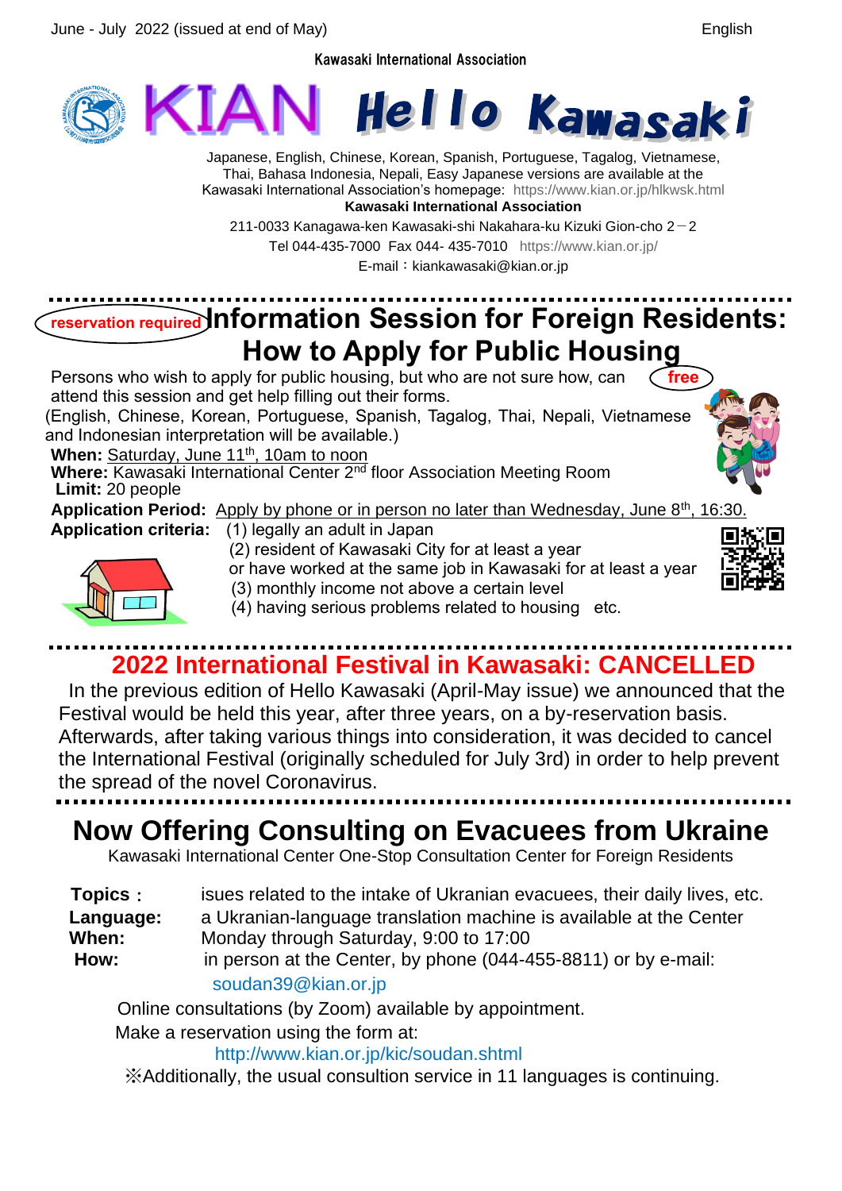June - July 2022 (issued at end of May)

English

Kawasaki International Association

# KIAN Hello Kawasaki

Japanese, English, Chinese, Korean, Spanish, Portuguese, Tagalog, Vietnamese, Thai, Bahasa Indonesia, Nepali, Easy Japanese versions are available at the Kawasaki International Association's homepage: https://www.kian.or.jp/hlkwsk.html

**Kawasaki International Association**

211-0033 Kanagawa-ken Kawasaki-shi Nakahara-ku Kizuki Gion-cho 2－2

Tel 044-435-7000 Fax 044- 435-7010 https://www.kian.or.jp/

E-mail：kiankawasaki@kian.or.jp

---

## Information Session for Foreign Residents: How to Apply for Public Housing

reservation required

free

Persons who wish to apply for public housing, but who are not sure how, can attend this session and get help filling out their forms.

(English, Chinese, Korean, Portuguese, Spanish, Tagalog, Thai, Nepali, Vietnamese and Indonesian interpretation will be available.)

**When:** Saturday, June 11th, 10am to noon

**Where:** Kawasaki International Center 2nd floor Association Meeting Room

**Limit:** 20 people

**Application Period:** Apply by phone or in person no later than Wednesday, June 8th, 16:30.

**Application criteria:**
(1) legally an adult in Japan
(2) resident of Kawasaki City for at least a year or have worked at the same job in Kawasaki for at least a year
(3) monthly income not above a certain level
(4) having serious problems related to housing etc.

---

## 2022 International Festival in Kawasaki: CANCELLED

In the previous edition of Hello Kawasaki (April-May issue) we announced that the Festival would be held this year, after three years, on a by-reservation basis. Afterwards, after taking various things into consideration, it was decided to cancel the International Festival (originally scheduled for July 3rd) in order to help prevent the spread of the novel Coronavirus.

---

## Now Offering Consulting on Evacuees from Ukraine

Kawasaki International Center One-Stop Consultation Center for Foreign Residents

**Topics：** isues related to the intake of Ukranian evacuees, their daily lives, etc.

**Language:** a Ukranian-language translation machine is available at the Center

**When:** Monday through Saturday, 9:00 to 17:00

**How:** in person at the Center, by phone (044-455-8811) or by e-mail: soudan39@kian.or.jp

Online consultations (by Zoom) available by appointment.

Make a reservation using the form at:

http://www.kian.or.jp/kic/soudan.shtml

※Additionally, the usual consultion service in 11 languages is continuing.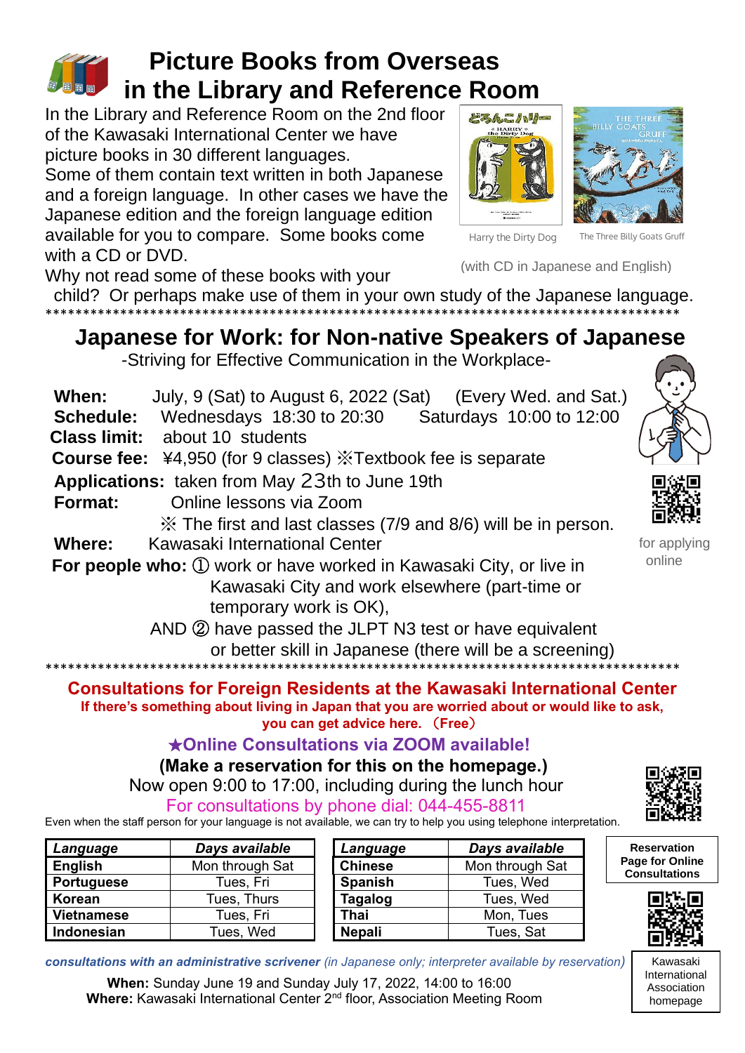# Picture Books from Overseas in the Library and Reference Room

In the Library and Reference Room on the 2nd floor of the Kawasaki International Center we have picture books in 30 different languages.
Some of them contain text written in both Japanese and a foreign language. In other cases we have the Japanese edition and the foreign language edition available for you to compare. Some books come with a CD or DVD.
Why not read some of these books with your child? Or perhaps make use of them in your own study of the Japanese language.

Harry the Dirty Dog

The Three Billy Goats Gruff

(with CD in Japanese and English)

*************************************************************************************

# Japanese for Work: for Non-native Speakers of Japanese

-Striving for Effective Communication in the Workplace-

**When:** July, 9 (Sat) to August 6, 2022 (Sat) (Every Wed. and Sat.)
**Schedule:** Wednesdays 18:30 to 20:30 Saturdays 10:00 to 12:00
**Class limit:** about 10 students
**Course fee:** ¥4,950 (for 9 classes) ※Textbook fee is separate
**Applications:** taken from May 23th to June 19th
**Format:** Online lessons via Zoom
※ The first and last classes (7/9 and 8/6) will be in person.
**Where:** Kawasaki International Center
**For people who:** ① work or have worked in Kawasaki City, or live in Kawasaki City and work elsewhere (part-time or temporary work is OK),
AND ② have passed the JLPT N3 test or have equivalent or better skill in Japanese (there will be a screening)

for applying online

*************************************************************************************

## Consultations for Foreign Residents at the Kawasaki International Center

**If there's something about living in Japan that you are worried about or would like to ask, you can get advice here. （Free）**

**★Online Consultations via ZOOM available!**

**(Make a reservation for this on the homepage.)**

Now open 9:00 to 17:00, including during the lunch hour

For consultations by phone dial: 044-455-8811

Even when the staff person for your language is not available, we can try to help you using telephone interpretation.

| *Language* | *Days available* |
|---|---|
| **English** | Mon through Sat |
| **Portuguese** | Tues, Fri |
| **Korean** | Tues, Thurs |
| **Vietnamese** | Tues, Fri |
| **Indonesian** | Tues, Wed |

| *Language* | *Days available* |
|---|---|
| **Chinese** | Mon through Sat |
| **Spanish** | Tues, Wed |
| **Tagalog** | Tues, Wed |
| **Thai** | Mon, Tues |
| **Nepali** | Tues, Sat |

**Reservation Page for Online Consultations**

***consultations with an administrative scrivener*** *(in Japanese only; interpreter available by reservation)*

**When:** Sunday June 19 and Sunday July 17, 2022, 14:00 to 16:00
**Where:** Kawasaki International Center 2nd floor, Association Meeting Room

Kawasaki International Association homepage